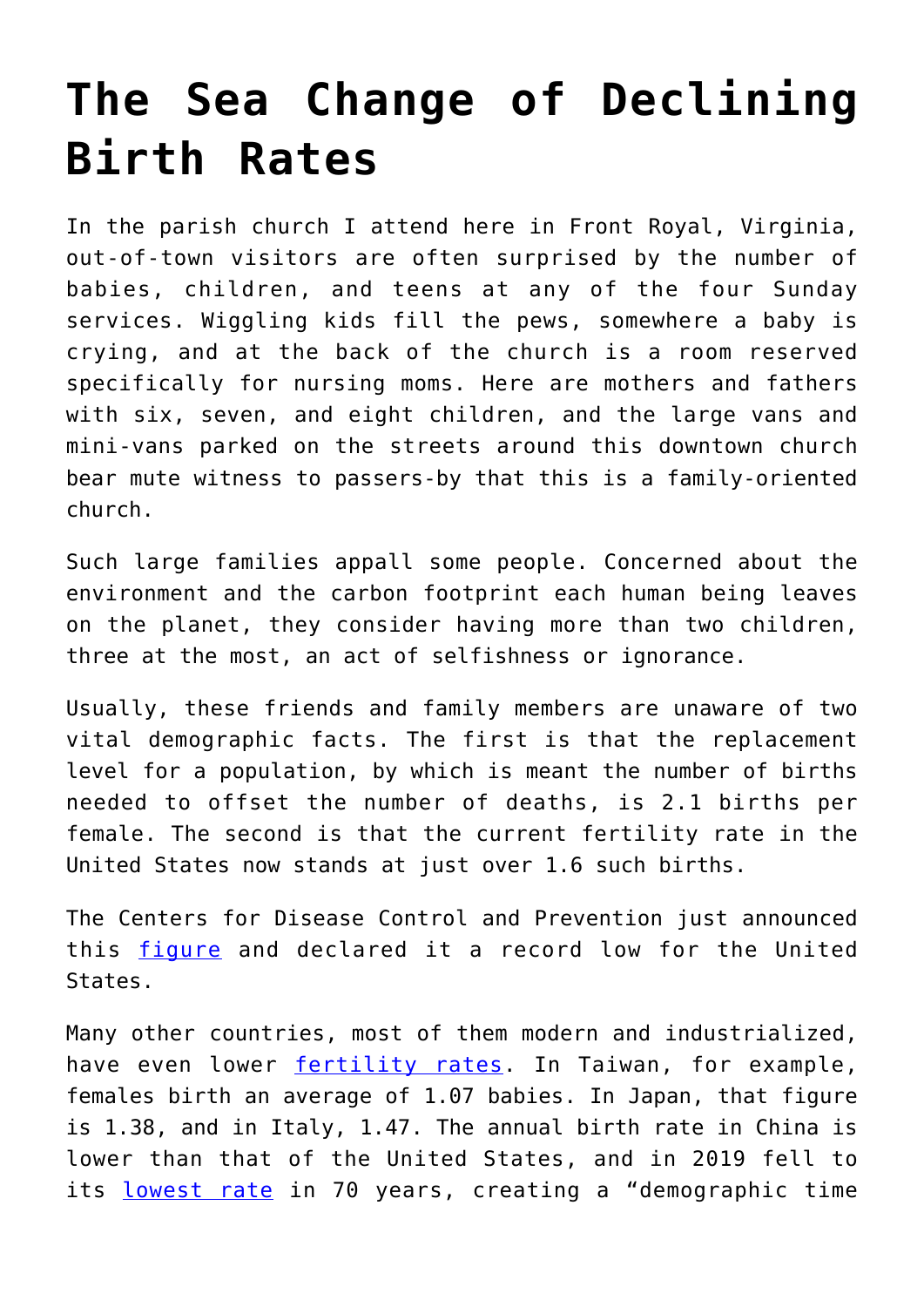# The Sea Change of Declining Birth Rates

In the parish church I attend here in Front Royal, Virginia, out-of-town visitors are often surprised by the number of babies, children, and teens at any of the four Sunday services. Wiggling kids fill the pews, somewhere a baby is crying, and at the back of the church is a room reserved specifically for nursing moms. Here are mothers and fathers with six, seven, and eight children, and the large vans and mini-vans parked on the streets around this downtown church bear mute witness to passers-by that this is a family-oriented church.

Such large families appall some people. Concerned about the environment and the carbon footprint each human being leaves on the planet, they consider having more than two children, three at the most, an act of selfishness or ignorance.

Usually, these friends and family members are unaware of two vital demographic facts. The first is that the replacement level for a population, by which is meant the number of births needed to offset the number of deaths, is 2.1 births per female. The second is that the current fertility rate in the United States now stands at just over 1.6 such births.

The Centers for Disease Control and Prevention just announced this figure and declared it a record low for the United States.

Many other countries, most of them modern and industrialized, have even lower fertility rates. In Taiwan, for example, females birth an average of 1.07 babies. In Japan, that figure is 1.38, and in Italy, 1.47. The annual birth rate in China is lower than that of the United States, and in 2019 fell to its lowest rate in 70 years, creating a "demographic time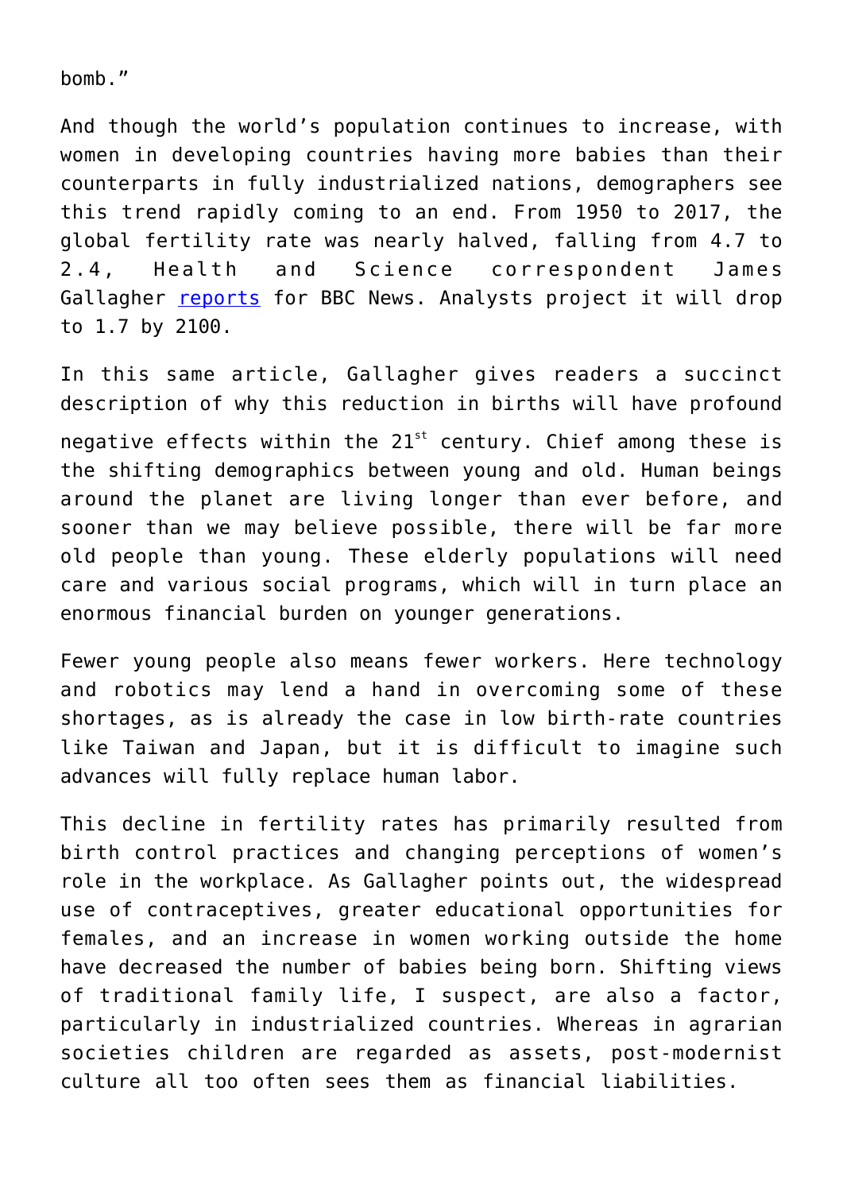bomb."

And though the world's population continues to increase, with women in developing countries having more babies than their counterparts in fully industrialized nations, demographers see this trend rapidly coming to an end. From 1950 to 2017, the global fertility rate was nearly halved, falling from 4.7 to 2.4, Health and Science correspondent James Gallagher [reports](reports) for BBC News. Analysts project it will drop to 1.7 by 2100.

In this same article, Gallagher gives readers a succinct description of why this reduction in births will have profound negative effects within the 21st century. Chief among these is the shifting demographics between young and old. Human beings around the planet are living longer than ever before, and sooner than we may believe possible, there will be far more old people than young. These elderly populations will need care and various social programs, which will in turn place an enormous financial burden on younger generations.

Fewer young people also means fewer workers. Here technology and robotics may lend a hand in overcoming some of these shortages, as is already the case in low birth-rate countries like Taiwan and Japan, but it is difficult to imagine such advances will fully replace human labor.

This decline in fertility rates has primarily resulted from birth control practices and changing perceptions of women's role in the workplace. As Gallagher points out, the widespread use of contraceptives, greater educational opportunities for females, and an increase in women working outside the home have decreased the number of babies being born. Shifting views of traditional family life, I suspect, are also a factor, particularly in industrialized countries. Whereas in agrarian societies children are regarded as assets, post-modernist culture all too often sees them as financial liabilities.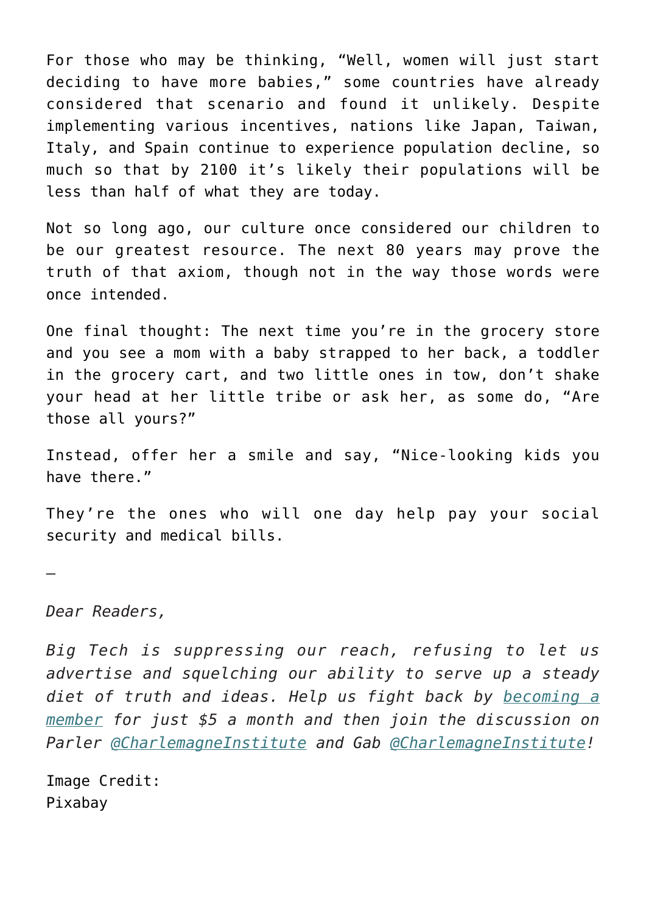For those who may be thinking, "Well, women will just start deciding to have more babies," some countries have already considered that scenario and found it unlikely. Despite implementing various incentives, nations like Japan, Taiwan, Italy, and Spain continue to experience population decline, so much so that by 2100 it's likely their populations will be less than half of what they are today.

Not so long ago, our culture once considered our children to be our greatest resource. The next 80 years may prove the truth of that axiom, though not in the way those words were once intended.

One final thought: The next time you're in the grocery store and you see a mom with a baby strapped to her back, a toddler in the grocery cart, and two little ones in tow, don't shake your head at her little tribe or ask her, as some do, "Are those all yours?"

Instead, offer her a smile and say, "Nice-looking kids you have there."

They're the ones who will one day help pay your social security and medical bills.

—

*Dear Readers,*

*Big Tech is suppressing our reach, refusing to let us advertise and squelching our ability to serve up a steady diet of truth and ideas. Help us fight back by becoming a member for just $5 a month and then join the discussion on Parler @CharlemagneInstitute and Gab @CharlemagneInstitute!*

Image Credit:
Pixabay